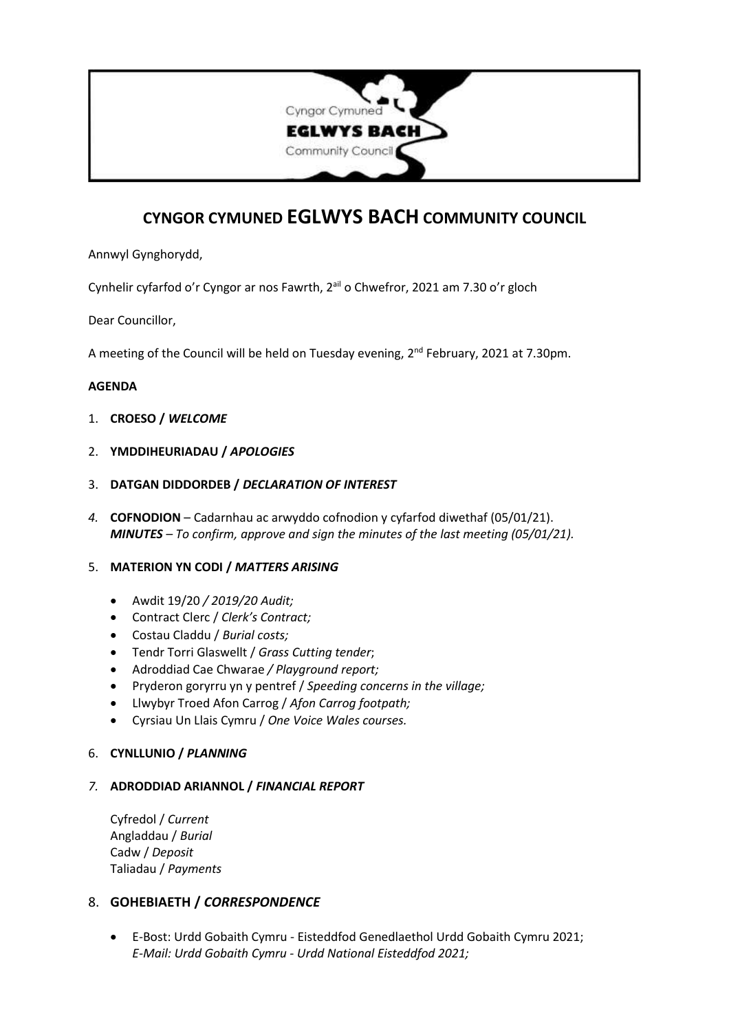# CYNGOR CYMUNED EGLWYS BACH COMMUNITY COUNCIL

Annwyl Gynghorydd,

Cynhelir cyfarfod o'r Cyngor ar nos Fawrth, 2ail o Chwefror, 2021 am 7.30 o'r gloch

Dear Councillor,

A meeting of the Council will be held on Tuesday evening, 2nd February, 2021 at 7.30pm.

**AGENDA**

1. **CROESO /** ***WELCOME***
2. **YMDDIHEURIADAU /** ***APOLOGIES***
3. **DATGAN DIDDORDEB /** ***DECLARATION OF INTEREST***
4. **COFNODION** – Cadarnhau ac arwyddo cofnodion y cyfarfod diwethaf (05/01/21).
   ***MINUTES** – To confirm, approve and sign the minutes of the last meeting (05/01/21).*
5. **MATERION YN CODI /** ***MATTERS ARISING***
   - Awdit 19/20 */ 2019/20 Audit;*
   - Contract Clerc / *Clerk's Contract;*
   - Costau Claddu / *Burial costs;*
   - Tendr Torri Glaswellt / *Grass Cutting tender*;
   - Adroddiad Cae Chwarae */ Playground report;*
   - Pryderon goryrru yn y pentref / *Speeding concerns in the village;*
   - Llwybyr Troed Afon Carrog / *Afon Carrog footpath;*
   - Cyrsiau Un Llais Cymru / *One Voice Wales courses.*
6. **CYNLLUNIO /** ***PLANNING***
7. **ADRODDIAD ARIANNOL /** ***FINANCIAL REPORT***

   Cyfredol / *Current*
   Angladdau / *Burial*
   Cadw / *Deposit*
   Taliadau / *Payments*

8. **GOHEBIAETH /** ***CORRESPONDENCE***
   - E-Bost: Urdd Gobaith Cymru - Eisteddfod Genedlaethol Urdd Gobaith Cymru 2021;
     *E-Mail: Urdd Gobaith Cymru - Urdd National Eisteddfod 2021;*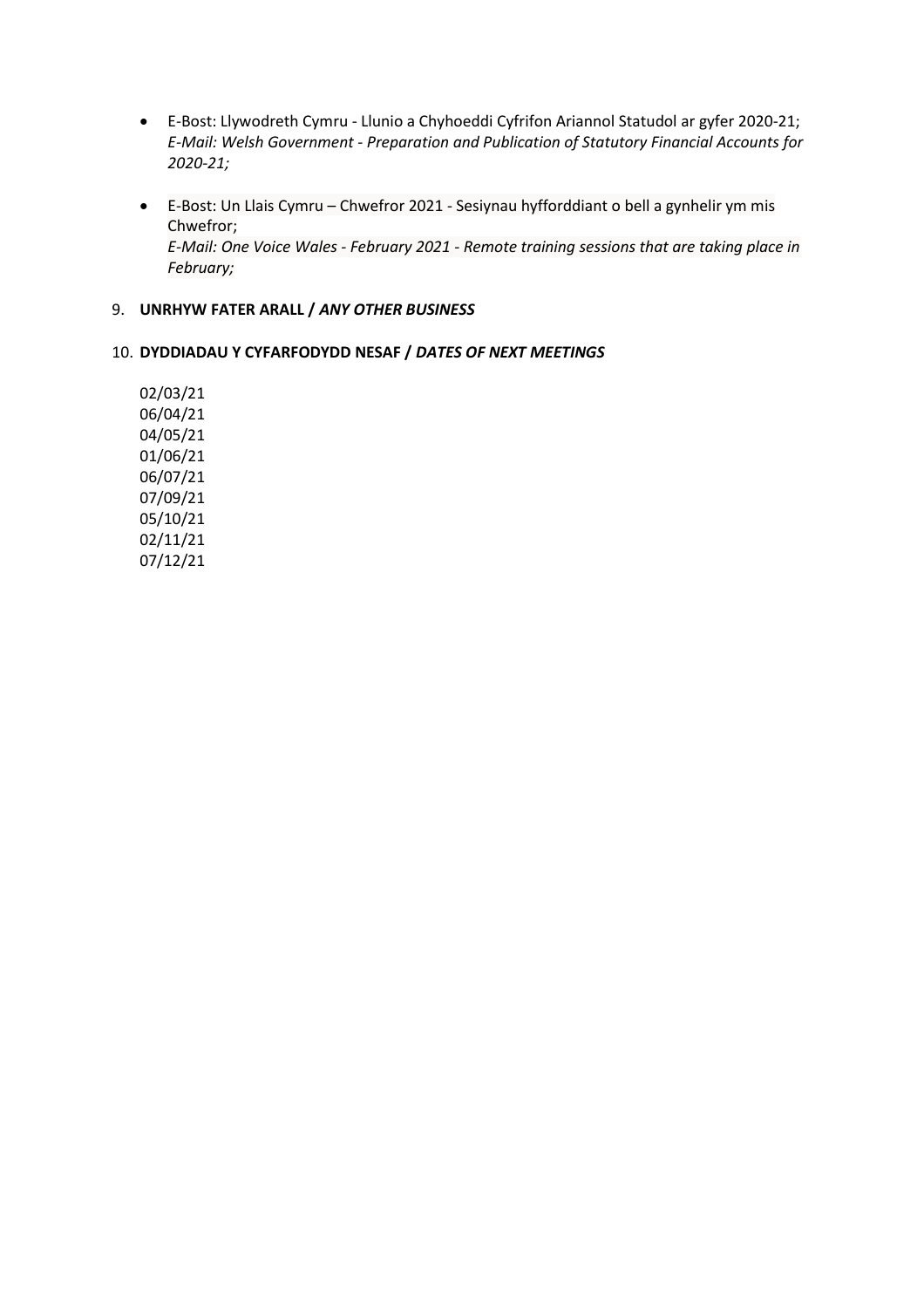- E-Bost: Llywodreth Cymru - Llunio a Chyhoeddi Cyfrifon Ariannol Statudol ar gyfer 2020-21;
  *E-Mail: Welsh Government - Preparation and Publication of Statutory Financial Accounts for 2020-21;*

- E-Bost: Un Llais Cymru – Chwefror 2021 - Sesiynau hyfforddiant o bell a gynhelir ym mis Chwefror;
  *E-Mail: One Voice Wales - February 2021 - Remote training sessions that are taking place in February;*

9. **UNRHYW FATER ARALL /** ***ANY OTHER BUSINESS***

10. **DYDDIADAU Y CYFARFODYDD NESAF /** ***DATES OF NEXT MEETINGS***

    02/03/21
    06/04/21
    04/05/21
    01/06/21
    06/07/21
    07/09/21
    05/10/21
    02/11/21
    07/12/21